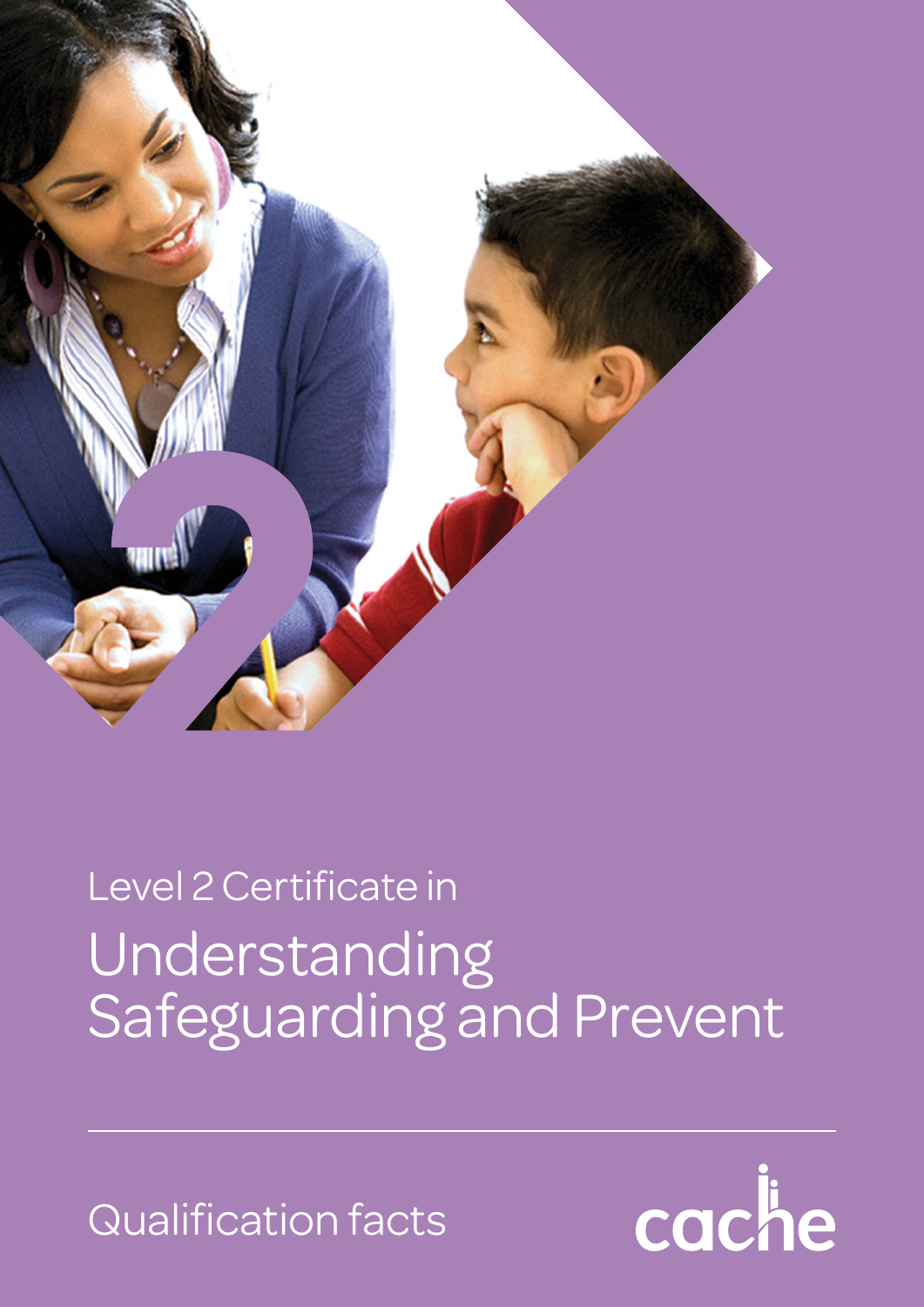Level 2 Certificate in

# Understanding Safeguarding and Prevent

Qualification facts

cache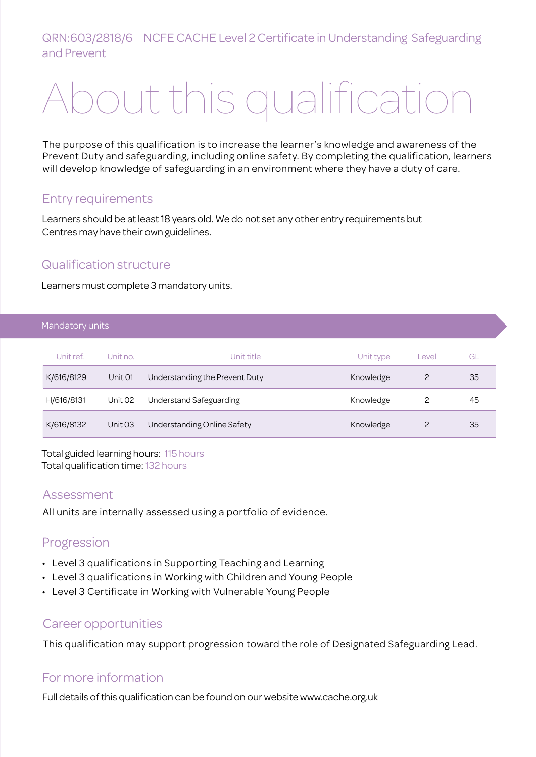QRN:603/2818/6 NCFE CACHE Level 2 Certificate in Understanding Safeguarding and Prevent

# About this qualification

The purpose of this qualification is to increase the learner's knowledge and awareness of the Prevent Duty and safeguarding, including online safety. By completing the qualification, learners will develop knowledge of safeguarding in an environment where they have a duty of care.

## Entry requirements

Learners should be at least 18 years old. We do not set any other entry requirements but Centres may have their own guidelines.

## Qualification structure

Learners must complete 3 mandatory units.

**Mandatory units**

| Unit ref. | Unit no. | Unit title | Unit type | Level | GL |
|---|---|---|---|---|---|
| K/616/8129 | Unit 01 | Understanding the Prevent Duty | Knowledge | 2 | 35 |
| H/616/8131 | Unit 02 | Understand Safeguarding | Knowledge | 2 | 45 |
| K/616/8132 | Unit 03 | Understanding Online Safety | Knowledge | 2 | 35 |

Total guided learning hours: 115 hours
Total qualification time: 132 hours

## Assessment

All units are internally assessed using a portfolio of evidence.

## Progression

- Level 3 qualifications in Supporting Teaching and Learning
- Level 3 qualifications in Working with Children and Young People
- Level 3 Certificate in Working with Vulnerable Young People

## Career opportunities

This qualification may support progression toward the role of Designated Safeguarding Lead.

## For more information

Full details of this qualification can be found on our website www.cache.org.uk